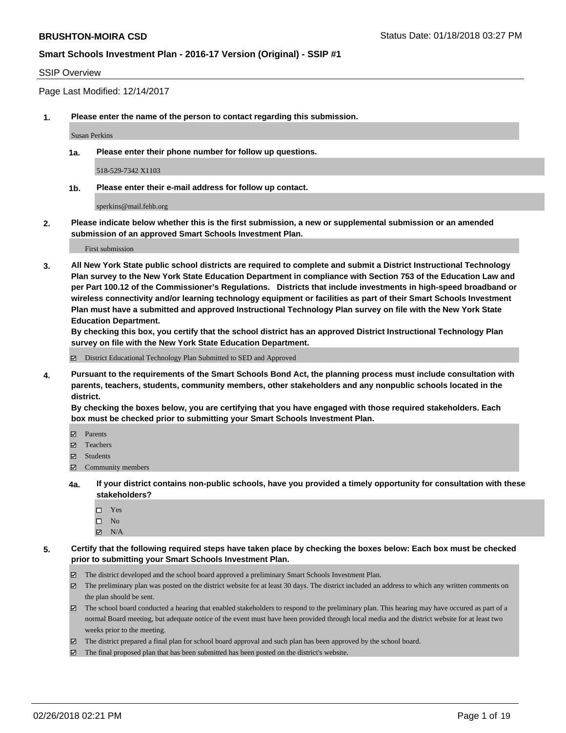**BRUSHTON-MOIRA CSD** Status Date: 01/18/2018 03:27 PM

**Smart Schools Investment Plan - 2016-17 Version (Original) - SSIP #1**

SSIP Overview

Page Last Modified: 12/14/2017

**1. Please enter the name of the person to contact regarding this submission.**

Susan Perkins

**1a. Please enter their phone number for follow up questions.**

518-529-7342 X1103

**1b. Please enter their e-mail address for follow up contact.**

sperkins@mail.fehb.org

**2. Please indicate below whether this is the first submission, a new or supplemental submission or an amended submission of an approved Smart Schools Investment Plan.**

First submission

**3. All New York State public school districts are required to complete and submit a District Instructional Technology Plan survey to the New York State Education Department in compliance with Section 753 of the Education Law and per Part 100.12 of the Commissioner's Regulations. Districts that include investments in high-speed broadband or wireless connectivity and/or learning technology equipment or facilities as part of their Smart Schools Investment Plan must have a submitted and approved Instructional Technology Plan survey on file with the New York State Education Department.**
**By checking this box, you certify that the school district has an approved District Instructional Technology Plan survey on file with the New York State Education Department.**

☑ District Educational Technology Plan Submitted to SED and Approved

**4. Pursuant to the requirements of the Smart Schools Bond Act, the planning process must include consultation with parents, teachers, students, community members, other stakeholders and any nonpublic schools located in the district.**
**By checking the boxes below, you are certifying that you have engaged with those required stakeholders. Each box must be checked prior to submitting your Smart Schools Investment Plan.**

☑ Parents
☑ Teachers
☑ Students
☑ Community members

**4a. If your district contains non-public schools, have you provided a timely opportunity for consultation with these stakeholders?**

☐ Yes
☐ No
☑ N/A

**5. Certify that the following required steps have taken place by checking the boxes below: Each box must be checked prior to submitting your Smart Schools Investment Plan.**

☑ The district developed and the school board approved a preliminary Smart Schools Investment Plan.
☑ The preliminary plan was posted on the district website for at least 30 days. The district included an address to which any written comments on the plan should be sent.
☑ The school board conducted a hearing that enabled stakeholders to respond to the preliminary plan. This hearing may have occured as part of a normal Board meeting, but adequate notice of the event must have been provided through local media and the district website for at least two weeks prior to the meeting.
☑ The district prepared a final plan for school board approval and such plan has been approved by the school board.
☑ The final proposed plan that has been submitted has been posted on the district's website.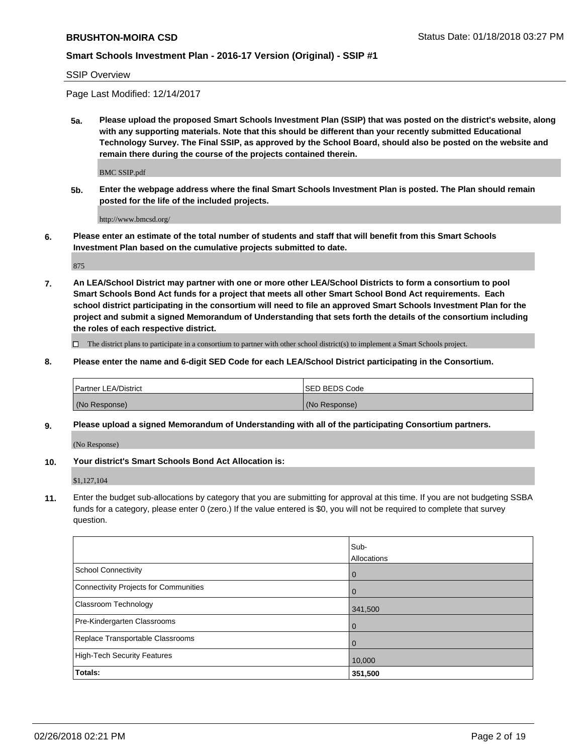SSIP Overview

Page Last Modified: 12/14/2017

**5a. Please upload the proposed Smart Schools Investment Plan (SSIP) that was posted on the district's website, along with any supporting materials. Note that this should be different than your recently submitted Educational Technology Survey. The Final SSIP, as approved by the School Board, should also be posted on the website and remain there during the course of the projects contained therein.**

BMC SSIP.pdf

**5b. Enter the webpage address where the final Smart Schools Investment Plan is posted. The Plan should remain posted for the life of the included projects.**

http://www.bmcsd.org/

**6. Please enter an estimate of the total number of students and staff that will benefit from this Smart Schools Investment Plan based on the cumulative projects submitted to date.**

875

**7. An LEA/School District may partner with one or more other LEA/School Districts to form a consortium to pool Smart Schools Bond Act funds for a project that meets all other Smart School Bond Act requirements. Each school district participating in the consortium will need to file an approved Smart Schools Investment Plan for the project and submit a signed Memorandum of Understanding that sets forth the details of the consortium including the roles of each respective district.**

☐ The district plans to participate in a consortium to partner with other school district(s) to implement a Smart Schools project.

**8. Please enter the name and 6-digit SED Code for each LEA/School District participating in the Consortium.**

| Partner LEA/District | SED BEDS Code |
| --- | --- |
| (No Response) | (No Response) |

**9. Please upload a signed Memorandum of Understanding with all of the participating Consortium partners.**

(No Response)

**10. Your district's Smart Schools Bond Act Allocation is:**

$1,127,104

**11.** Enter the budget sub-allocations by category that you are submitting for approval at this time. If you are not budgeting SSBA funds for a category, please enter 0 (zero.) If the value entered is $0, you will not be required to complete that survey question.

| | Sub-Allocations |
| --- | --- |
| School Connectivity | 0 |
| Connectivity Projects for Communities | 0 |
| Classroom Technology | 341,500 |
| Pre-Kindergarten Classrooms | 0 |
| Replace Transportable Classrooms | 0 |
| High-Tech Security Features | 10,000 |
| **Totals:** | **351,500** |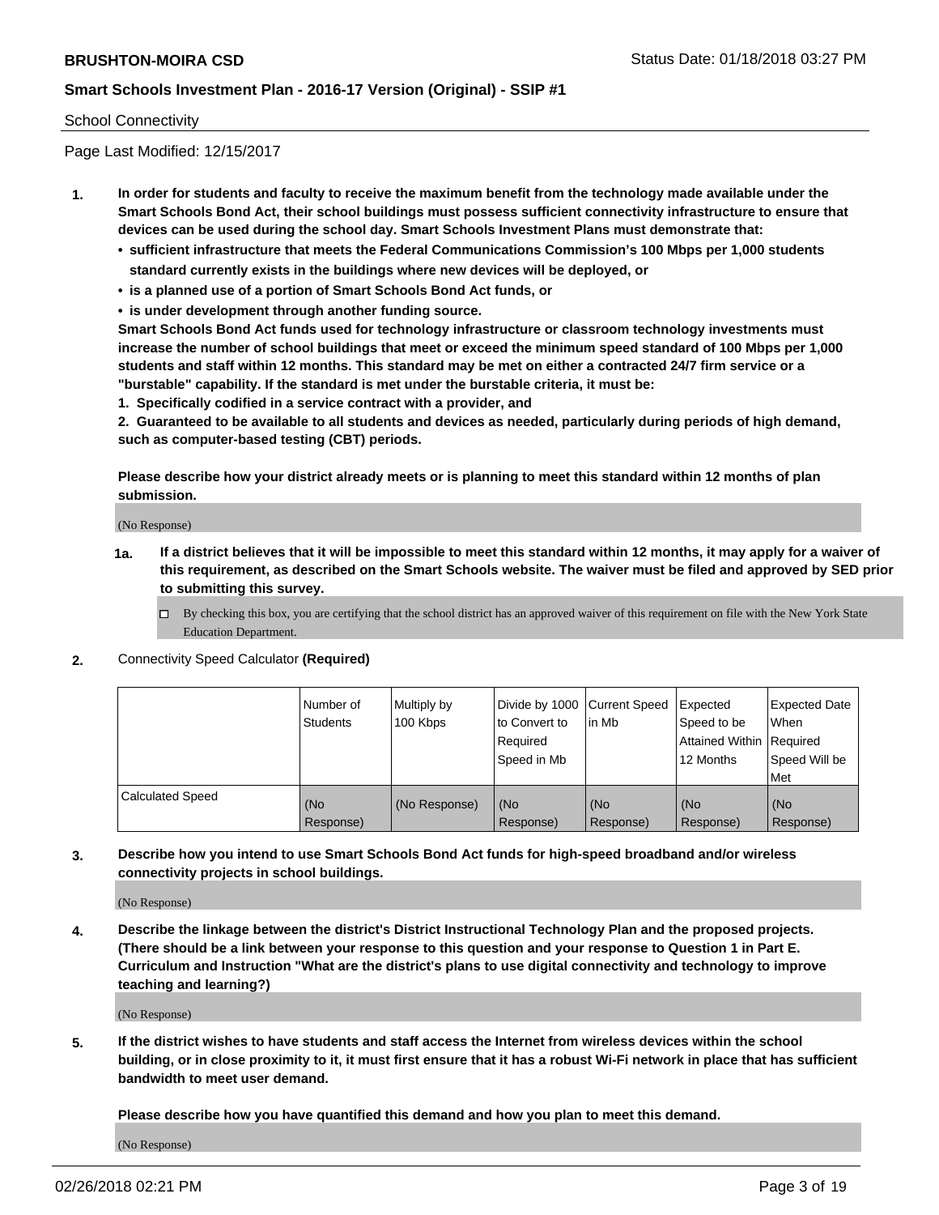School Connectivity

Page Last Modified: 12/15/2017

1. **In order for students and faculty to receive the maximum benefit from the technology made available under the Smart Schools Bond Act, their school buildings must possess sufficient connectivity infrastructure to ensure that devices can be used during the school day. Smart Schools Investment Plans must demonstrate that:**
   - **sufficient infrastructure that meets the Federal Communications Commission's 100 Mbps per 1,000 students standard currently exists in the buildings where new devices will be deployed, or**
   - **is a planned use of a portion of Smart Schools Bond Act funds, or**
   - **is under development through another funding source.**

   **Smart Schools Bond Act funds used for technology infrastructure or classroom technology investments must increase the number of school buildings that meet or exceed the minimum speed standard of 100 Mbps per 1,000 students and staff within 12 months. This standard may be met on either a contracted 24/7 firm service or a "burstable" capability. If the standard is met under the burstable criteria, it must be:**

   **1. Specifically codified in a service contract with a provider, and**

   **2. Guaranteed to be available to all students and devices as needed, particularly during periods of high demand, such as computer-based testing (CBT) periods.**

   **Please describe how your district already meets or is planning to meet this standard within 12 months of plan submission.**

   (No Response)

   **1a. If a district believes that it will be impossible to meet this standard within 12 months, it may apply for a waiver of this requirement, as described on the Smart Schools website. The waiver must be filed and approved by SED prior to submitting this survey.**

   ☐ By checking this box, you are certifying that the school district has an approved waiver of this requirement on file with the New York State Education Department.

2. Connectivity Speed Calculator **(Required)**

| | Number of Students | Multiply by 100 Kbps | Divide by 1000 to Convert to Required Speed in Mb | Current Speed in Mb | Expected Speed to be Attained Within 12 Months | Expected Date When Required Speed Will be Met |
|---|---|---|---|---|---|---|
| Calculated Speed | (No Response) | (No Response) | (No Response) | (No Response) | (No Response) | (No Response) |

3. **Describe how you intend to use Smart Schools Bond Act funds for high-speed broadband and/or wireless connectivity projects in school buildings.**

   (No Response)

4. **Describe the linkage between the district's District Instructional Technology Plan and the proposed projects. (There should be a link between your response to this question and your response to Question 1 in Part E. Curriculum and Instruction "What are the district's plans to use digital connectivity and technology to improve teaching and learning?)**

   (No Response)

5. **If the district wishes to have students and staff access the Internet from wireless devices within the school building, or in close proximity to it, it must first ensure that it has a robust Wi-Fi network in place that has sufficient bandwidth to meet user demand.**

   **Please describe how you have quantified this demand and how you plan to meet this demand.**

   (No Response)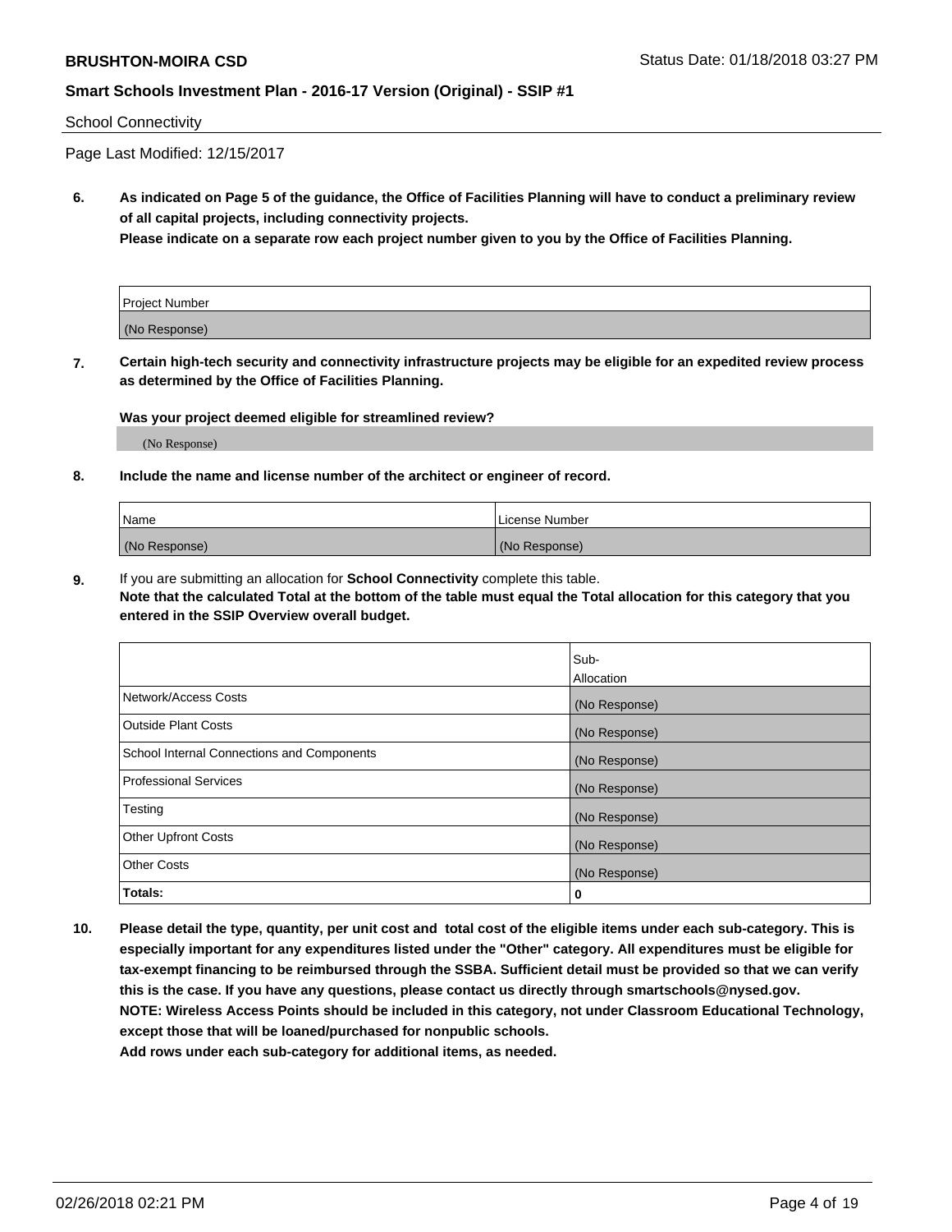School Connectivity

Page Last Modified: 12/15/2017

**6. As indicated on Page 5 of the guidance, the Office of Facilities Planning will have to conduct a preliminary review of all capital projects, including connectivity projects.**
**Please indicate on a separate row each project number given to you by the Office of Facilities Planning.**

| Project Number |
|---|
| (No Response) |

**7. Certain high-tech security and connectivity infrastructure projects may be eligible for an expedited review process as determined by the Office of Facilities Planning.**

**Was your project deemed eligible for streamlined review?**

(No Response)

**8. Include the name and license number of the architect or engineer of record.**

| Name | License Number |
|---|---|
| (No Response) | (No Response) |

**9.** If you are submitting an allocation for **School Connectivity** complete this table.
**Note that the calculated Total at the bottom of the table must equal the Total allocation for this category that you entered in the SSIP Overview overall budget.**

| | Sub-Allocation |
|---|---|
| Network/Access Costs | (No Response) |
| Outside Plant Costs | (No Response) |
| School Internal Connections and Components | (No Response) |
| Professional Services | (No Response) |
| Testing | (No Response) |
| Other Upfront Costs | (No Response) |
| Other Costs | (No Response) |
| **Totals:** | **0** |

**10. Please detail the type, quantity, per unit cost and total cost of the eligible items under each sub-category. This is especially important for any expenditures listed under the "Other" category. All expenditures must be eligible for tax-exempt financing to be reimbursed through the SSBA. Sufficient detail must be provided so that we can verify this is the case. If you have any questions, please contact us directly through smartschools@nysed.gov.**
**NOTE: Wireless Access Points should be included in this category, not under Classroom Educational Technology, except those that will be loaned/purchased for nonpublic schools.**
**Add rows under each sub-category for additional items, as needed.**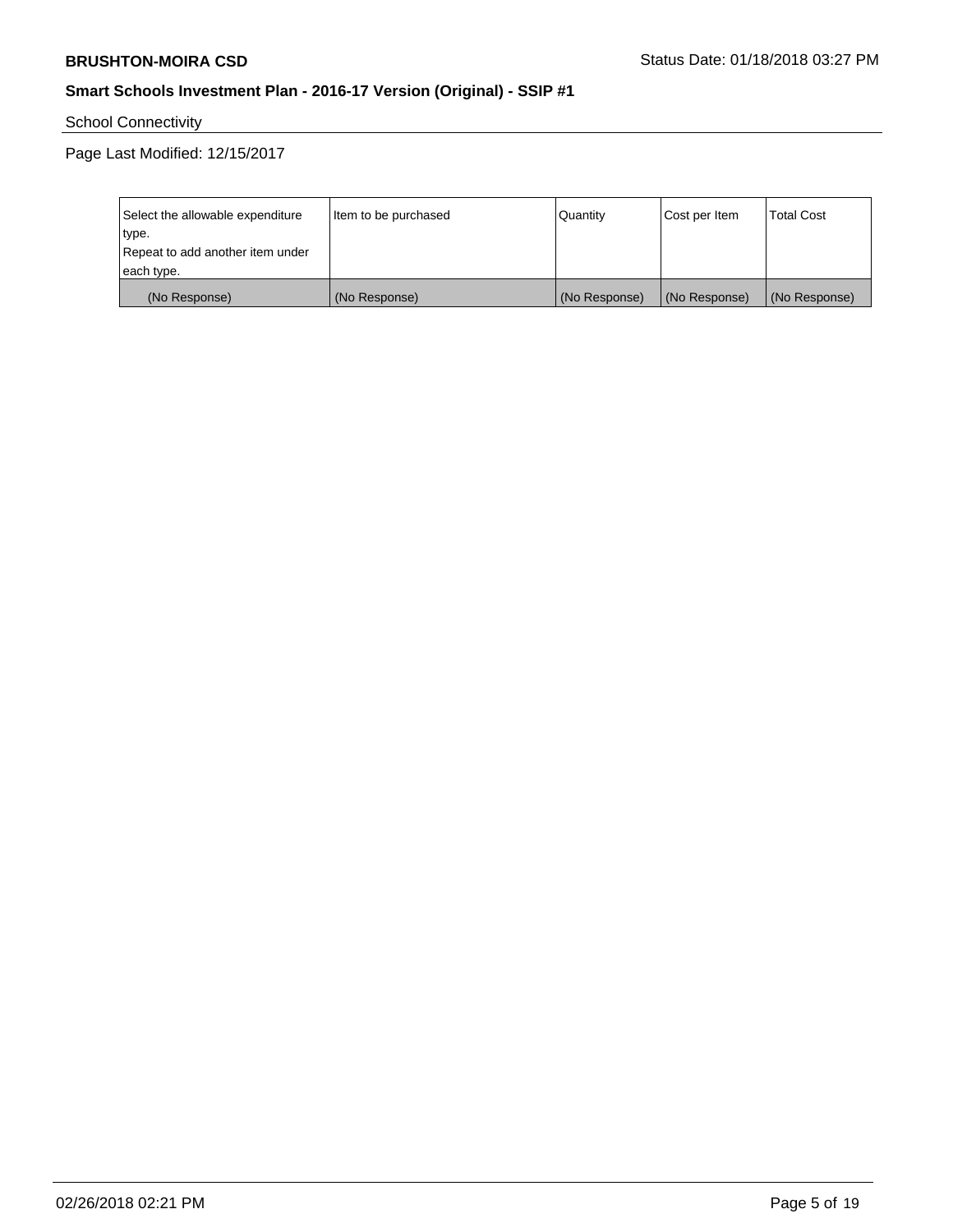School Connectivity

Page Last Modified: 12/15/2017

| Select the allowable expenditure type. Repeat to add another item under each type. | Item to be purchased | Quantity | Cost per Item | Total Cost |
|---|---|---|---|---|
| (No Response) | (No Response) | (No Response) | (No Response) | (No Response) |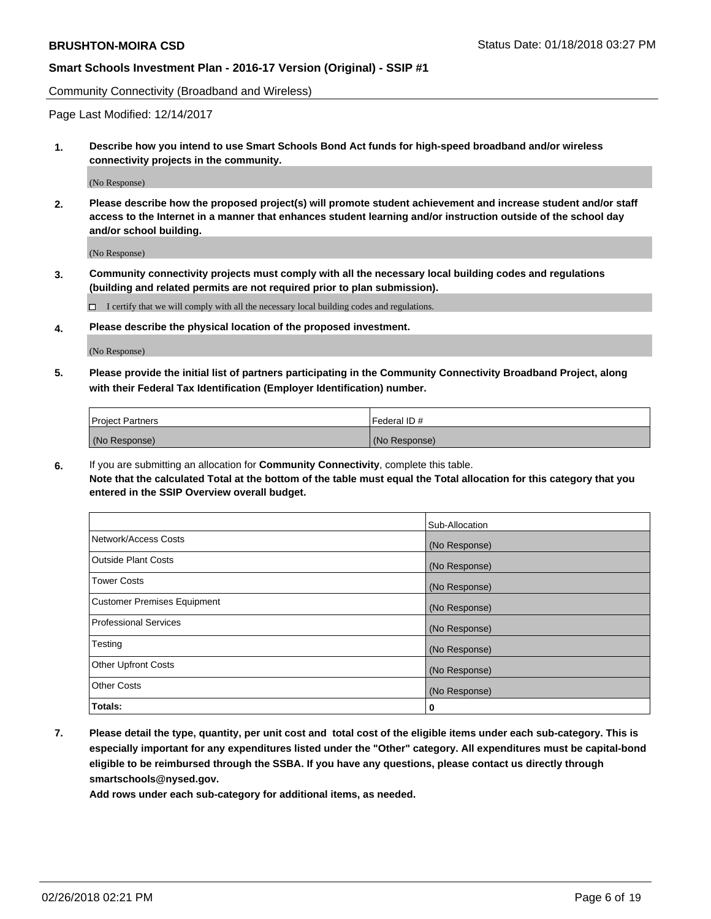Community Connectivity (Broadband and Wireless)

Page Last Modified: 12/14/2017

**1. Describe how you intend to use Smart Schools Bond Act funds for high-speed broadband and/or wireless connectivity projects in the community.**

(No Response)

**2. Please describe how the proposed project(s) will promote student achievement and increase student and/or staff access to the Internet in a manner that enhances student learning and/or instruction outside of the school day and/or school building.**

(No Response)

**3. Community connectivity projects must comply with all the necessary local building codes and regulations (building and related permits are not required prior to plan submission).**

☐ I certify that we will comply with all the necessary local building codes and regulations.

**4. Please describe the physical location of the proposed investment.**

(No Response)

**5. Please provide the initial list of partners participating in the Community Connectivity Broadband Project, along with their Federal Tax Identification (Employer Identification) number.**

| Project Partners | Federal ID # |
|---|---|
| (No Response) | (No Response) |

**6.** If you are submitting an allocation for **Community Connectivity**, complete this table.
**Note that the calculated Total at the bottom of the table must equal the Total allocation for this category that you entered in the SSIP Overview overall budget.**

| | Sub-Allocation |
|---|---|
| Network/Access Costs | (No Response) |
| Outside Plant Costs | (No Response) |
| Tower Costs | (No Response) |
| Customer Premises Equipment | (No Response) |
| Professional Services | (No Response) |
| Testing | (No Response) |
| Other Upfront Costs | (No Response) |
| Other Costs | (No Response) |
| **Totals:** | **0** |

**7. Please detail the type, quantity, per unit cost and total cost of the eligible items under each sub-category. This is especially important for any expenditures listed under the "Other" category. All expenditures must be capital-bond eligible to be reimbursed through the SSBA. If you have any questions, please contact us directly through smartschools@nysed.gov.**

**Add rows under each sub-category for additional items, as needed.**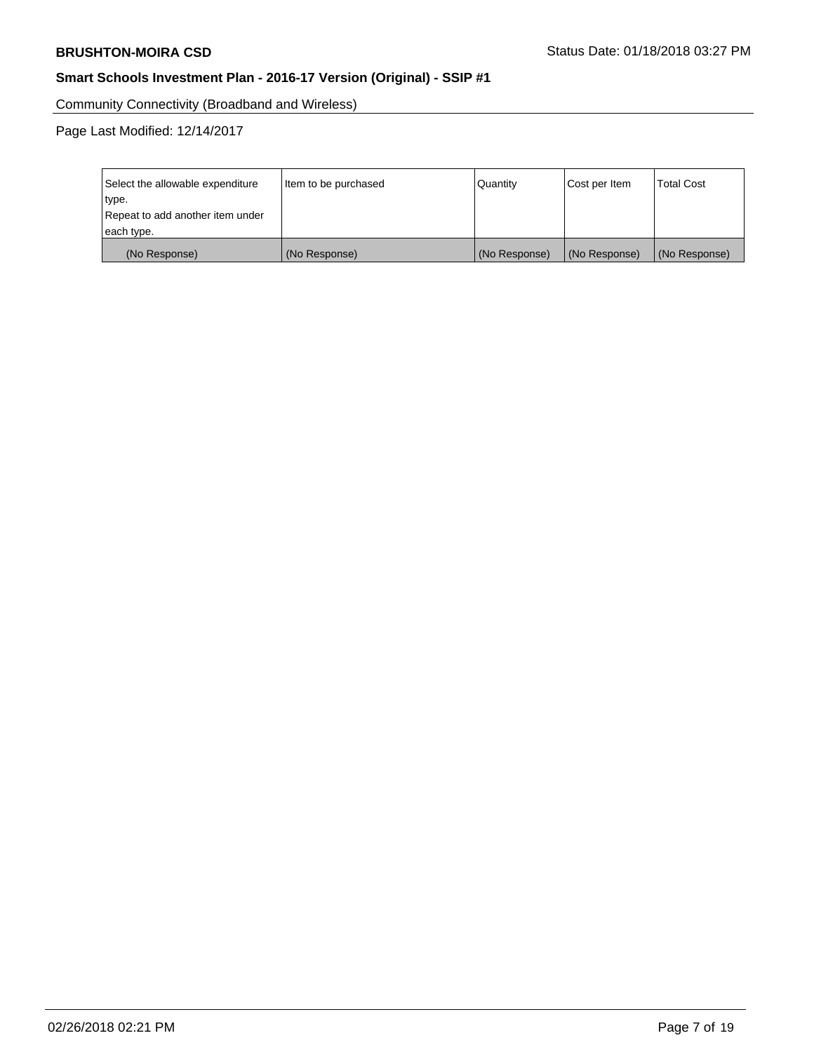Community Connectivity (Broadband and Wireless)

Page Last Modified: 12/14/2017

| Select the allowable expenditure type.<br>Repeat to add another item under each type. | Item to be purchased | Quantity | Cost per Item | Total Cost |
|---|---|---|---|---|
| (No Response) | (No Response) | (No Response) | (No Response) | (No Response) |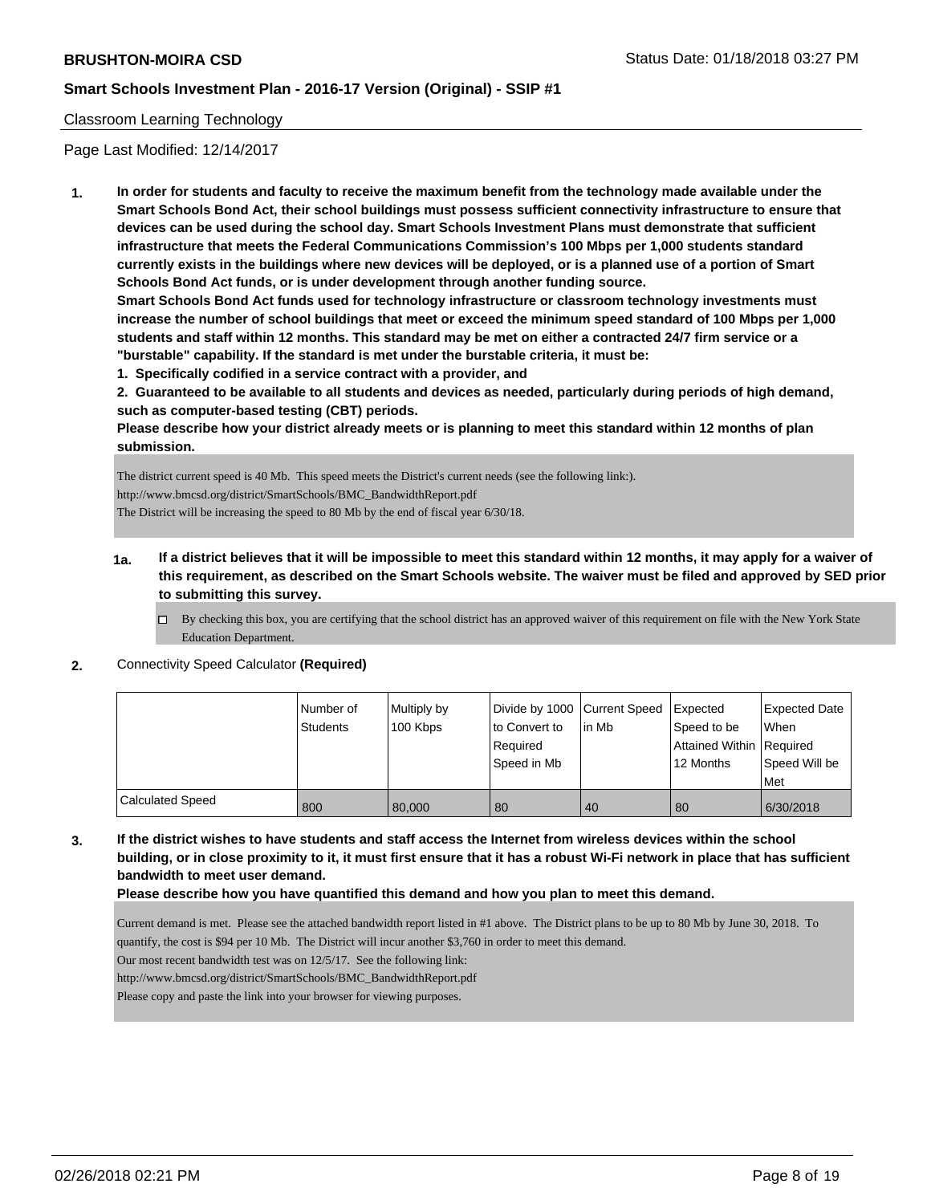Classroom Learning Technology

Page Last Modified: 12/14/2017

**1. In order for students and faculty to receive the maximum benefit from the technology made available under the Smart Schools Bond Act, their school buildings must possess sufficient connectivity infrastructure to ensure that devices can be used during the school day. Smart Schools Investment Plans must demonstrate that sufficient infrastructure that meets the Federal Communications Commission's 100 Mbps per 1,000 students standard currently exists in the buildings where new devices will be deployed, or is a planned use of a portion of Smart Schools Bond Act funds, or is under development through another funding source.**

**Smart Schools Bond Act funds used for technology infrastructure or classroom technology investments must increase the number of school buildings that meet or exceed the minimum speed standard of 100 Mbps per 1,000 students and staff within 12 months. This standard may be met on either a contracted 24/7 firm service or a "burstable" capability. If the standard is met under the burstable criteria, it must be:**

**1. Specifically codified in a service contract with a provider, and**

**2. Guaranteed to be available to all students and devices as needed, particularly during periods of high demand, such as computer-based testing (CBT) periods.**

**Please describe how your district already meets or is planning to meet this standard within 12 months of plan submission.**

The district current speed is 40 Mb. This speed meets the District's current needs (see the following link:).
http://www.bmcsd.org/district/SmartSchools/BMC_BandwidthReport.pdf
The District will be increasing the speed to 80 Mb by the end of fiscal year 6/30/18.

**1a. If a district believes that it will be impossible to meet this standard within 12 months, it may apply for a waiver of this requirement, as described on the Smart Schools website. The waiver must be filed and approved by SED prior to submitting this survey.**

☐ By checking this box, you are certifying that the school district has an approved waiver of this requirement on file with the New York State Education Department.

**2.** Connectivity Speed Calculator **(Required)**

| | Number of Students | Multiply by 100 Kbps | Divide by 1000 to Convert to Required Speed in Mb | Current Speed in Mb | Expected Speed to be Attained Within 12 Months | Expected Date When Required Speed Will be Met |
|---|---|---|---|---|---|---|
| Calculated Speed | 800 | 80,000 | 80 | 40 | 80 | 6/30/2018 |

**3. If the district wishes to have students and staff access the Internet from wireless devices within the school building, or in close proximity to it, it must first ensure that it has a robust Wi-Fi network in place that has sufficient bandwidth to meet user demand.**

**Please describe how you have quantified this demand and how you plan to meet this demand.**

Current demand is met. Please see the attached bandwidth report listed in #1 above. The District plans to be up to 80 Mb by June 30, 2018. To quantify, the cost is $94 per 10 Mb. The District will incur another $3,760 in order to meet this demand.
Our most recent bandwidth test was on 12/5/17. See the following link:
http://www.bmcsd.org/district/SmartSchools/BMC_BandwidthReport.pdf
Please copy and paste the link into your browser for viewing purposes.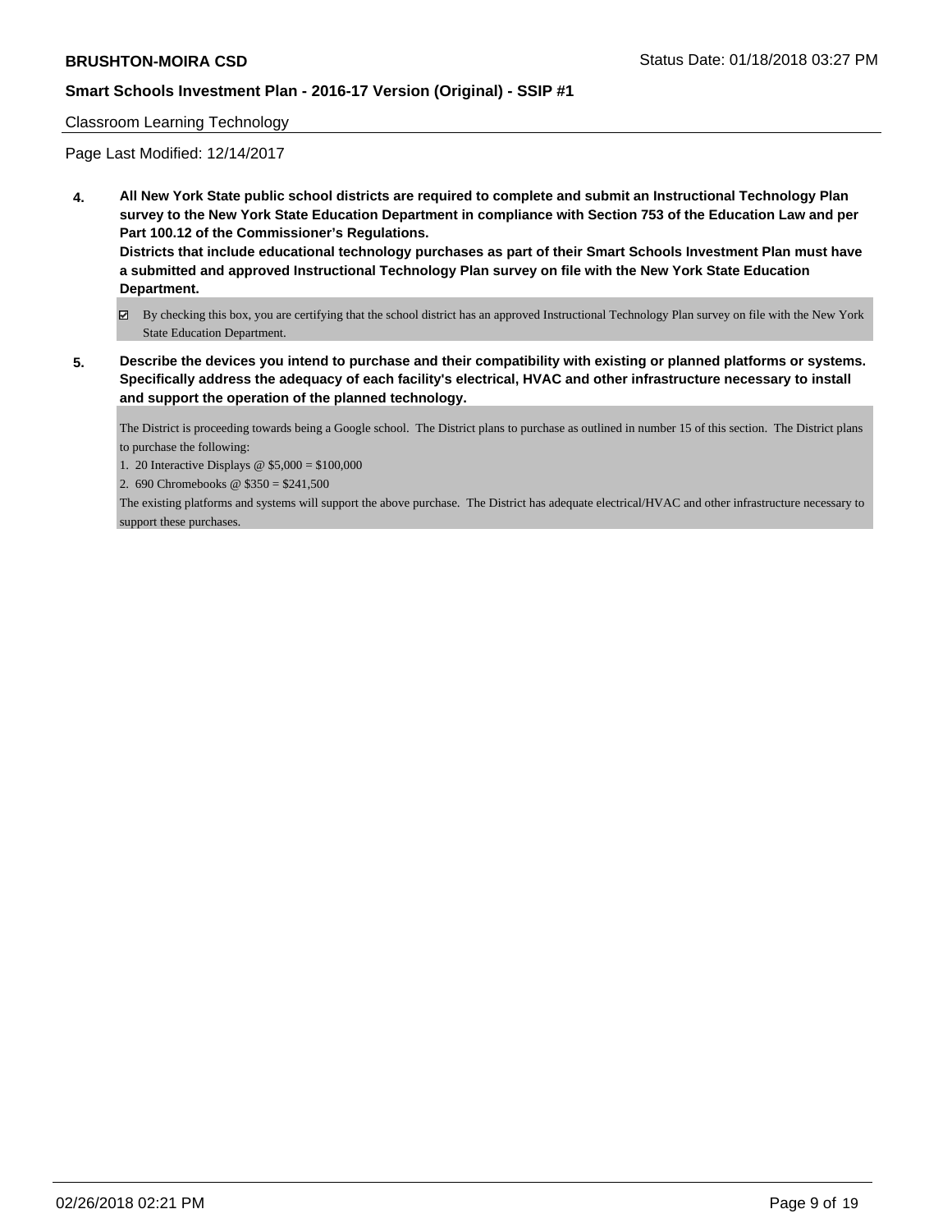Classroom Learning Technology

Page Last Modified: 12/14/2017

**4. All New York State public school districts are required to complete and submit an Instructional Technology Plan survey to the New York State Education Department in compliance with Section 753 of the Education Law and per Part 100.12 of the Commissioner's Regulations.**
**Districts that include educational technology purchases as part of their Smart Schools Investment Plan must have a submitted and approved Instructional Technology Plan survey on file with the New York State Education Department.**

☑ By checking this box, you are certifying that the school district has an approved Instructional Technology Plan survey on file with the New York State Education Department.

**5. Describe the devices you intend to purchase and their compatibility with existing or planned platforms or systems. Specifically address the adequacy of each facility's electrical, HVAC and other infrastructure necessary to install and support the operation of the planned technology.**

The District is proceeding towards being a Google school. The District plans to purchase as outlined in number 15 of this section. The District plans to purchase the following:

1. 20 Interactive Displays @ $5,000 = $100,000
2. 690 Chromebooks @ $350 = $241,500

The existing platforms and systems will support the above purchase. The District has adequate electrical/HVAC and other infrastructure necessary to support these purchases.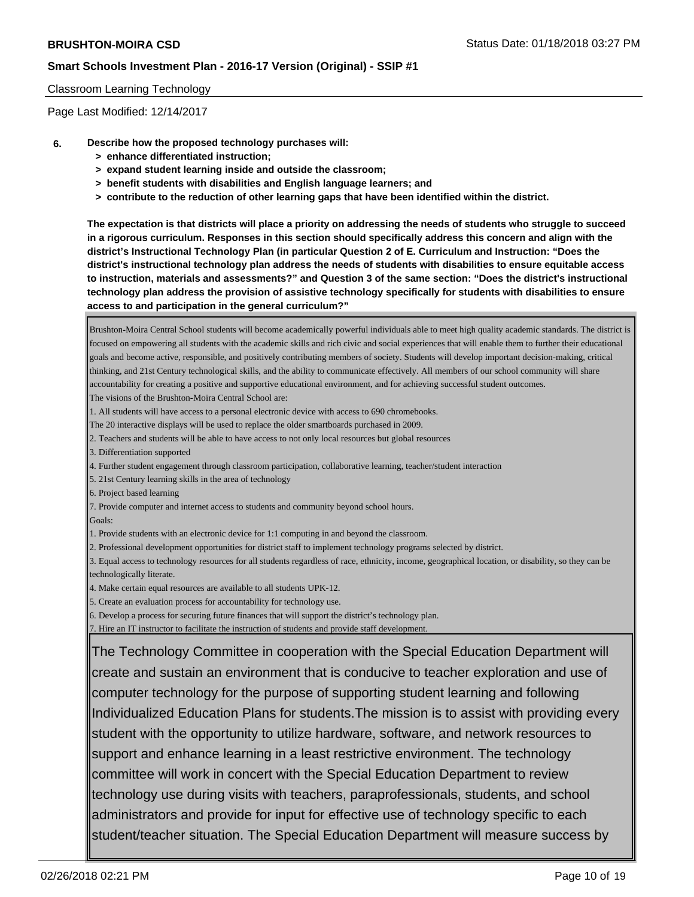Classroom Learning Technology

Page Last Modified: 12/14/2017

**6. Describe how the proposed technology purchases will:**

- **> enhance differentiated instruction;**
- **> expand student learning inside and outside the classroom;**
- **> benefit students with disabilities and English language learners; and**
- **> contribute to the reduction of other learning gaps that have been identified within the district.**

**The expectation is that districts will place a priority on addressing the needs of students who struggle to succeed in a rigorous curriculum. Responses in this section should specifically address this concern and align with the district's Instructional Technology Plan (in particular Question 2 of E. Curriculum and Instruction: "Does the district's instructional technology plan address the needs of students with disabilities to ensure equitable access to instruction, materials and assessments?" and Question 3 of the same section: "Does the district's instructional technology plan address the provision of assistive technology specifically for students with disabilities to ensure access to and participation in the general curriculum?"**

Brushton-Moira Central School students will become academically powerful individuals able to meet high quality academic standards. The district is focused on empowering all students with the academic skills and rich civic and social experiences that will enable them to further their educational goals and become active, responsible, and positively contributing members of society. Students will develop important decision-making, critical thinking, and 21st Century technological skills, and the ability to communicate effectively. All members of our school community will share accountability for creating a positive and supportive educational environment, and for achieving successful student outcomes.

The visions of the Brushton-Moira Central School are:

1. All students will have access to a personal electronic device with access to 690 chromebooks.

The 20 interactive displays will be used to replace the older smartboards purchased in 2009.

2. Teachers and students will be able to have access to not only local resources but global resources
3. Differentiation supported
4. Further student engagement through classroom participation, collaborative learning, teacher/student interaction
5. 21st Century learning skills in the area of technology
6. Project based learning
7. Provide computer and internet access to students and community beyond school hours.

Goals:

1. Provide students with an electronic device for 1:1 computing in and beyond the classroom.
2. Professional development opportunities for district staff to implement technology programs selected by district.
3. Equal access to technology resources for all students regardless of race, ethnicity, income, geographical location, or disability, so they can be technologically literate.
4. Make certain equal resources are available to all students UPK-12.
5. Create an evaluation process for accountability for technology use.
6. Develop a process for securing future finances that will support the district's technology plan.
7. Hire an IT instructor to facilitate the instruction of students and provide staff development.

The Technology Committee in cooperation with the Special Education Department will create and sustain an environment that is conducive to teacher exploration and use of computer technology for the purpose of supporting student learning and following Individualized Education Plans for students.The mission is to assist with providing every student with the opportunity to utilize hardware, software, and network resources to support and enhance learning in a least restrictive environment. The technology committee will work in concert with the Special Education Department to review technology use during visits with teachers, paraprofessionals, students, and school administrators and provide for input for effective use of technology specific to each student/teacher situation. The Special Education Department will measure success by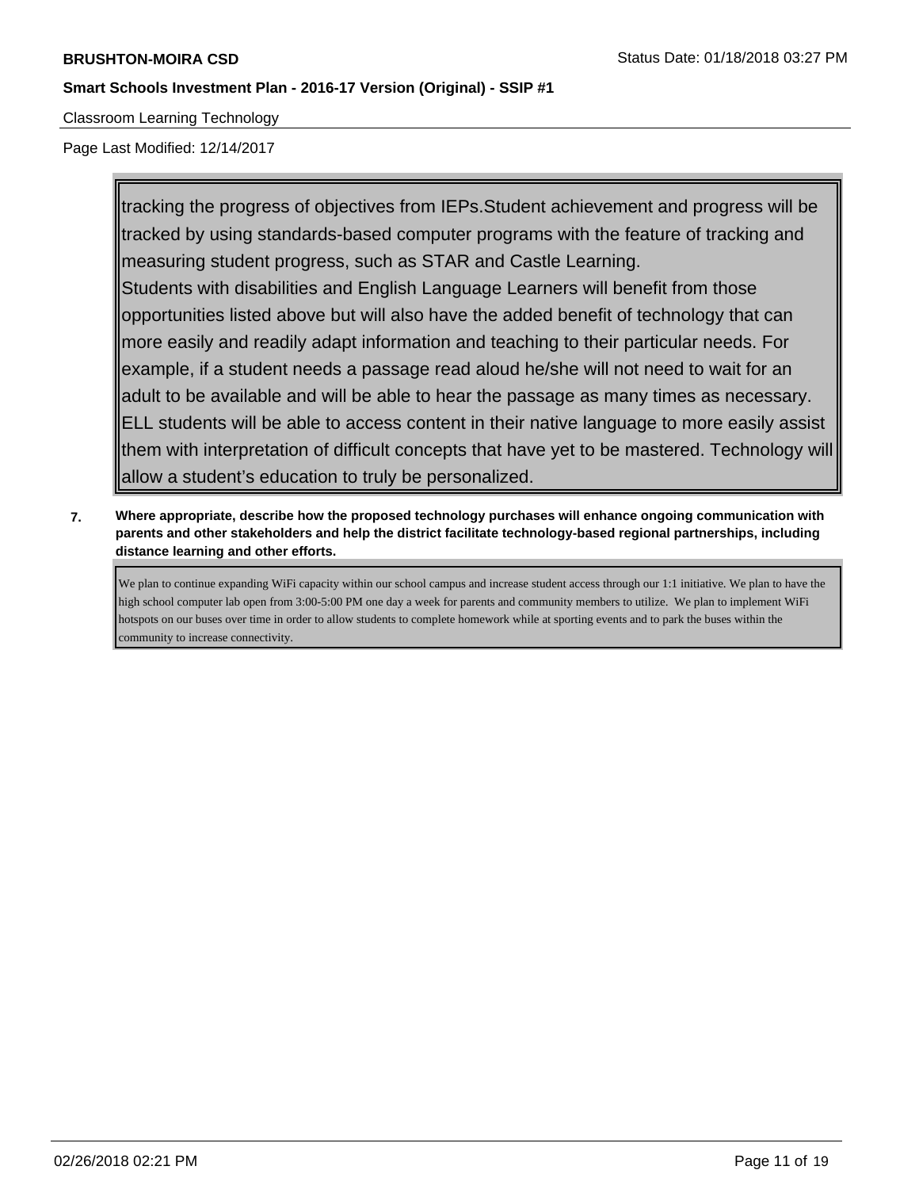tracking the progress of objectives from IEPs.Student achievement and progress will be tracked by using standards-based computer programs with the feature of tracking and measuring student progress, such as STAR and Castle Learning.
Students with disabilities and English Language Learners will benefit from those opportunities listed above but will also have the added benefit of technology that can more easily and readily adapt information and teaching to their particular needs. For example, if a student needs a passage read aloud he/she will not need to wait for an adult to be available and will be able to hear the passage as many times as necessary. ELL students will be able to access content in their native language to more easily assist them with interpretation of difficult concepts that have yet to be mastered. Technology will allow a student’s education to truly be personalized.

**7. Where appropriate, describe how the proposed technology purchases will enhance ongoing communication with parents and other stakeholders and help the district facilitate technology-based regional partnerships, including distance learning and other efforts.**

We plan to continue expanding WiFi capacity within our school campus and increase student access through our 1:1 initiative. We plan to have the high school computer lab open from 3:00-5:00 PM one day a week for parents and community members to utilize. We plan to implement WiFi hotspots on our buses over time in order to allow students to complete homework while at sporting events and to park the buses within the community to increase connectivity.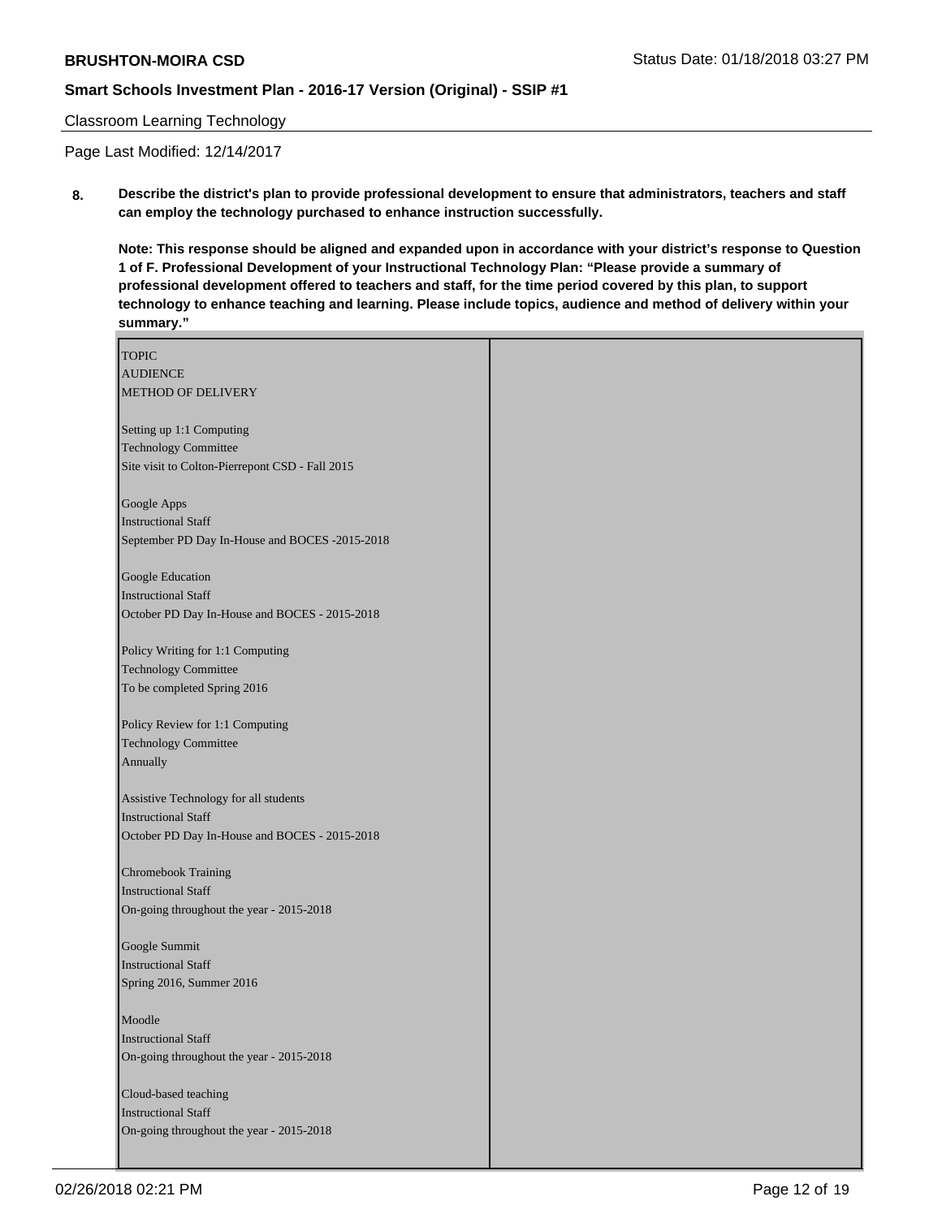Classroom Learning Technology

Page Last Modified: 12/14/2017

**8. Describe the district's plan to provide professional development to ensure that administrators, teachers and staff can employ the technology purchased to enhance instruction successfully.**

**Note: This response should be aligned and expanded upon in accordance with your district's response to Question 1 of F. Professional Development of your Instructional Technology Plan: "Please provide a summary of professional development offered to teachers and staff, for the time period covered by this plan, to support technology to enhance teaching and learning. Please include topics, audience and method of delivery within your summary."**

| TOPIC<br>AUDIENCE<br>METHOD OF DELIVERY<br><br>Setting up 1:1 Computing<br>Technology Committee<br>Site visit to Colton-Pierrepont CSD - Fall 2015<br><br>Google Apps<br>Instructional Staff<br>September PD Day In-House and BOCES -2015-2018<br><br>Google Education<br>Instructional Staff<br>October PD Day In-House and BOCES - 2015-2018<br><br>Policy Writing for 1:1 Computing<br>Technology Committee<br>To be completed Spring 2016<br><br>Policy Review for 1:1 Computing<br>Technology Committee<br>Annually<br><br>Assistive Technology for all students<br>Instructional Staff<br>October PD Day In-House and BOCES - 2015-2018<br><br>Chromebook Training<br>Instructional Staff<br>On-going throughout the year - 2015-2018<br><br>Google Summit<br>Instructional Staff<br>Spring 2016, Summer 2016<br><br>Moodle<br>Instructional Staff<br>On-going throughout the year - 2015-2018<br><br>Cloud-based teaching<br>Instructional Staff<br>On-going throughout the year - 2015-2018 | |
|---|---|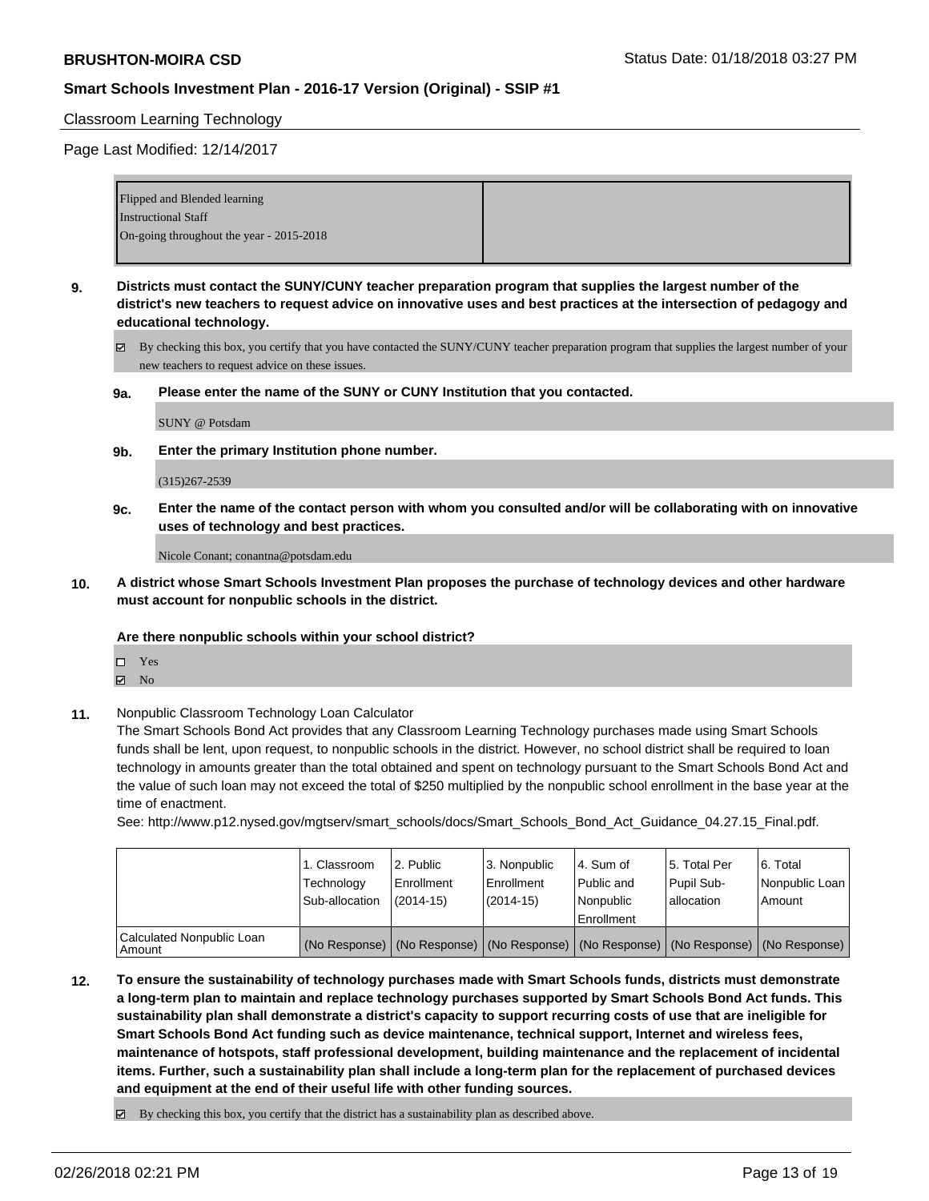## Classroom Learning Technology

Page Last Modified: 12/14/2017

| | |
|---|---|
| Flipped and Blended learning<br>Instructional Staff<br>On-going throughout the year - 2015-2018 | |

**9. Districts must contact the SUNY/CUNY teacher preparation program that supplies the largest number of the district's new teachers to request advice on innovative uses and best practices at the intersection of pedagogy and educational technology.**

☑ By checking this box, you certify that you have contacted the SUNY/CUNY teacher preparation program that supplies the largest number of your new teachers to request advice on these issues.

**9a. Please enter the name of the SUNY or CUNY Institution that you contacted.**

SUNY @ Potsdam

**9b. Enter the primary Institution phone number.**

(315)267-2539

**9c. Enter the name of the contact person with whom you consulted and/or will be collaborating with on innovative uses of technology and best practices.**

Nicole Conant; conantna@potsdam.edu

**10. A district whose Smart Schools Investment Plan proposes the purchase of technology devices and other hardware must account for nonpublic schools in the district.**

**Are there nonpublic schools within your school district?**

☐ Yes
☑ No

**11.** Nonpublic Classroom Technology Loan Calculator

The Smart Schools Bond Act provides that any Classroom Learning Technology purchases made using Smart Schools funds shall be lent, upon request, to nonpublic schools in the district. However, no school district shall be required to loan technology in amounts greater than the total obtained and spent on technology pursuant to the Smart Schools Bond Act and the value of such loan may not exceed the total of $250 multiplied by the nonpublic school enrollment in the base year at the time of enactment.

See: http://www.p12.nysed.gov/mgtserv/smart_schools/docs/Smart_Schools_Bond_Act_Guidance_04.27.15_Final.pdf.

| | 1. Classroom Technology Sub-allocation | 2. Public Enrollment (2014-15) | 3. Nonpublic Enrollment (2014-15) | 4. Sum of Public and Nonpublic Enrollment | 5. Total Per Pupil Sub-allocation | 6. Total Nonpublic Loan Amount |
|---|---|---|---|---|---|---|
| Calculated Nonpublic Loan Amount | (No Response) | (No Response) | (No Response) | (No Response) | (No Response) | (No Response) |

**12. To ensure the sustainability of technology purchases made with Smart Schools funds, districts must demonstrate a long-term plan to maintain and replace technology purchases supported by Smart Schools Bond Act funds. This sustainability plan shall demonstrate a district's capacity to support recurring costs of use that are ineligible for Smart Schools Bond Act funding such as device maintenance, technical support, Internet and wireless fees, maintenance of hotspots, staff professional development, building maintenance and the replacement of incidental items. Further, such a sustainability plan shall include a long-term plan for the replacement of purchased devices and equipment at the end of their useful life with other funding sources.**

☑ By checking this box, you certify that the district has a sustainability plan as described above.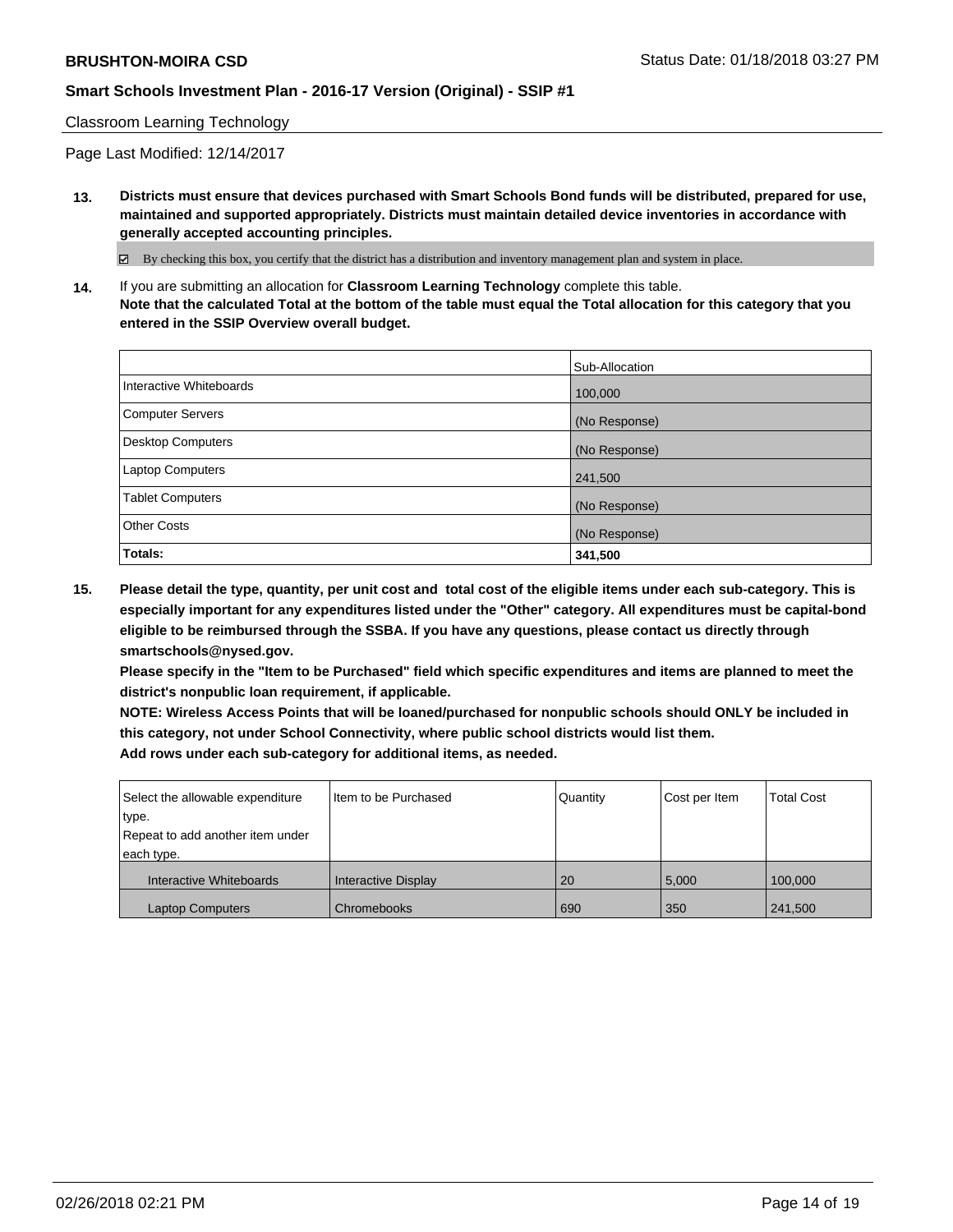Classroom Learning Technology

Page Last Modified: 12/14/2017

**13. Districts must ensure that devices purchased with Smart Schools Bond funds will be distributed, prepared for use, maintained and supported appropriately. Districts must maintain detailed device inventories in accordance with generally accepted accounting principles.**

☑ By checking this box, you certify that the district has a distribution and inventory management plan and system in place.

**14.** If you are submitting an allocation for **Classroom Learning Technology** complete this table.
**Note that the calculated Total at the bottom of the table must equal the Total allocation for this category that you entered in the SSIP Overview overall budget.**

| | Sub-Allocation |
|---|---|
| Interactive Whiteboards | 100,000 |
| Computer Servers | (No Response) |
| Desktop Computers | (No Response) |
| Laptop Computers | 241,500 |
| Tablet Computers | (No Response) |
| Other Costs | (No Response) |
| **Totals:** | **341,500** |

**15. Please detail the type, quantity, per unit cost and total cost of the eligible items under each sub-category. This is especially important for any expenditures listed under the "Other" category. All expenditures must be capital-bond eligible to be reimbursed through the SSBA. If you have any questions, please contact us directly through smartschools@nysed.gov.**
**Please specify in the "Item to be Purchased" field which specific expenditures and items are planned to meet the district's nonpublic loan requirement, if applicable.**
**NOTE: Wireless Access Points that will be loaned/purchased for nonpublic schools should ONLY be included in this category, not under School Connectivity, where public school districts would list them.**
**Add rows under each sub-category for additional items, as needed.**

| Select the allowable expenditure type. Repeat to add another item under each type. | Item to be Purchased | Quantity | Cost per Item | Total Cost |
|---|---|---|---|---|
| Interactive Whiteboards | Interactive Display | 20 | 5,000 | 100,000 |
| Laptop Computers | Chromebooks | 690 | 350 | 241,500 |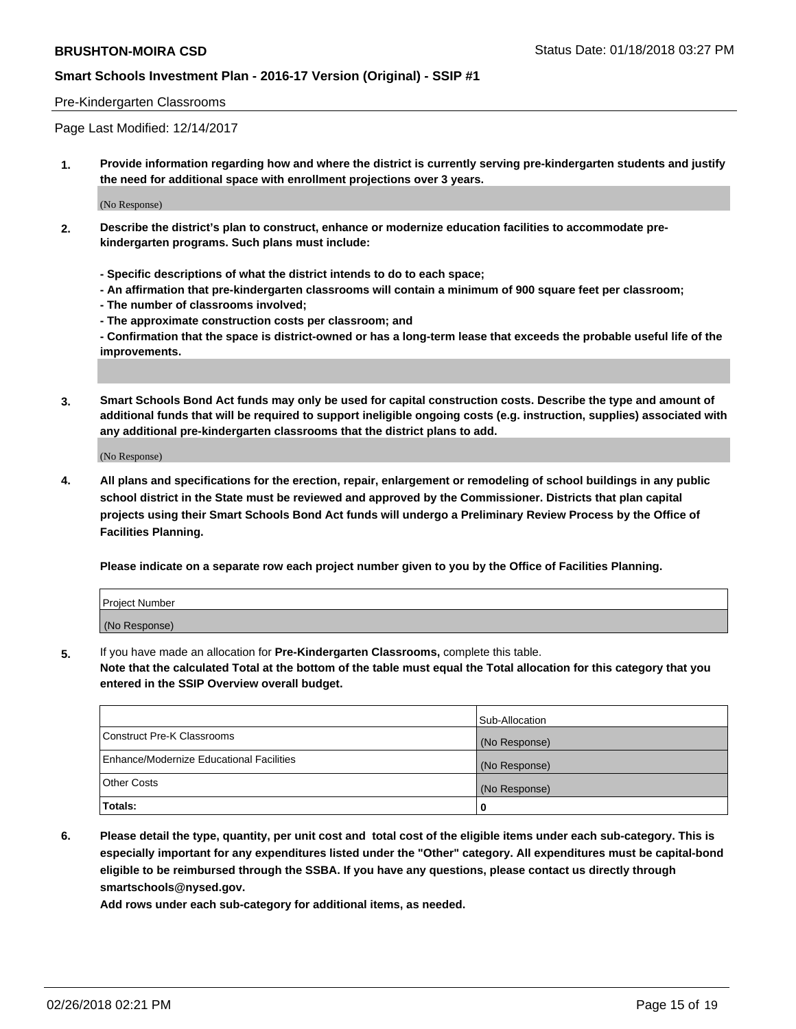Pre-Kindergarten Classrooms

Page Last Modified: 12/14/2017

1. **Provide information regarding how and where the district is currently serving pre-kindergarten students and justify the need for additional space with enrollment projections over 3 years.**

   (No Response)

2. **Describe the district's plan to construct, enhance or modernize education facilities to accommodate pre-kindergarten programs. Such plans must include:**

   **- Specific descriptions of what the district intends to do to each space;**
   **- An affirmation that pre-kindergarten classrooms will contain a minimum of 900 square feet per classroom;**
   **- The number of classrooms involved;**
   **- The approximate construction costs per classroom; and**
   **- Confirmation that the space is district-owned or has a long-term lease that exceeds the probable useful life of the improvements.**

3. **Smart Schools Bond Act funds may only be used for capital construction costs. Describe the type and amount of additional funds that will be required to support ineligible ongoing costs (e.g. instruction, supplies) associated with any additional pre-kindergarten classrooms that the district plans to add.**

   (No Response)

4. **All plans and specifications for the erection, repair, enlargement or remodeling of school buildings in any public school district in the State must be reviewed and approved by the Commissioner. Districts that plan capital projects using their Smart Schools Bond Act funds will undergo a Preliminary Review Process by the Office of Facilities Planning.**

   **Please indicate on a separate row each project number given to you by the Office of Facilities Planning.**

| Project Number |
|---|
| (No Response) |

5. If you have made an allocation for **Pre-Kindergarten Classrooms,** complete this table.
   **Note that the calculated Total at the bottom of the table must equal the Total allocation for this category that you entered in the SSIP Overview overall budget.**

| | Sub-Allocation |
|---|---|
| Construct Pre-K Classrooms | (No Response) |
| Enhance/Modernize Educational Facilities | (No Response) |
| Other Costs | (No Response) |
| **Totals:** | **0** |

6. **Please detail the type, quantity, per unit cost and total cost of the eligible items under each sub-category. This is especially important for any expenditures listed under the "Other" category. All expenditures must be capital-bond eligible to be reimbursed through the SSBA. If you have any questions, please contact us directly through smartschools@nysed.gov.**

   **Add rows under each sub-category for additional items, as needed.**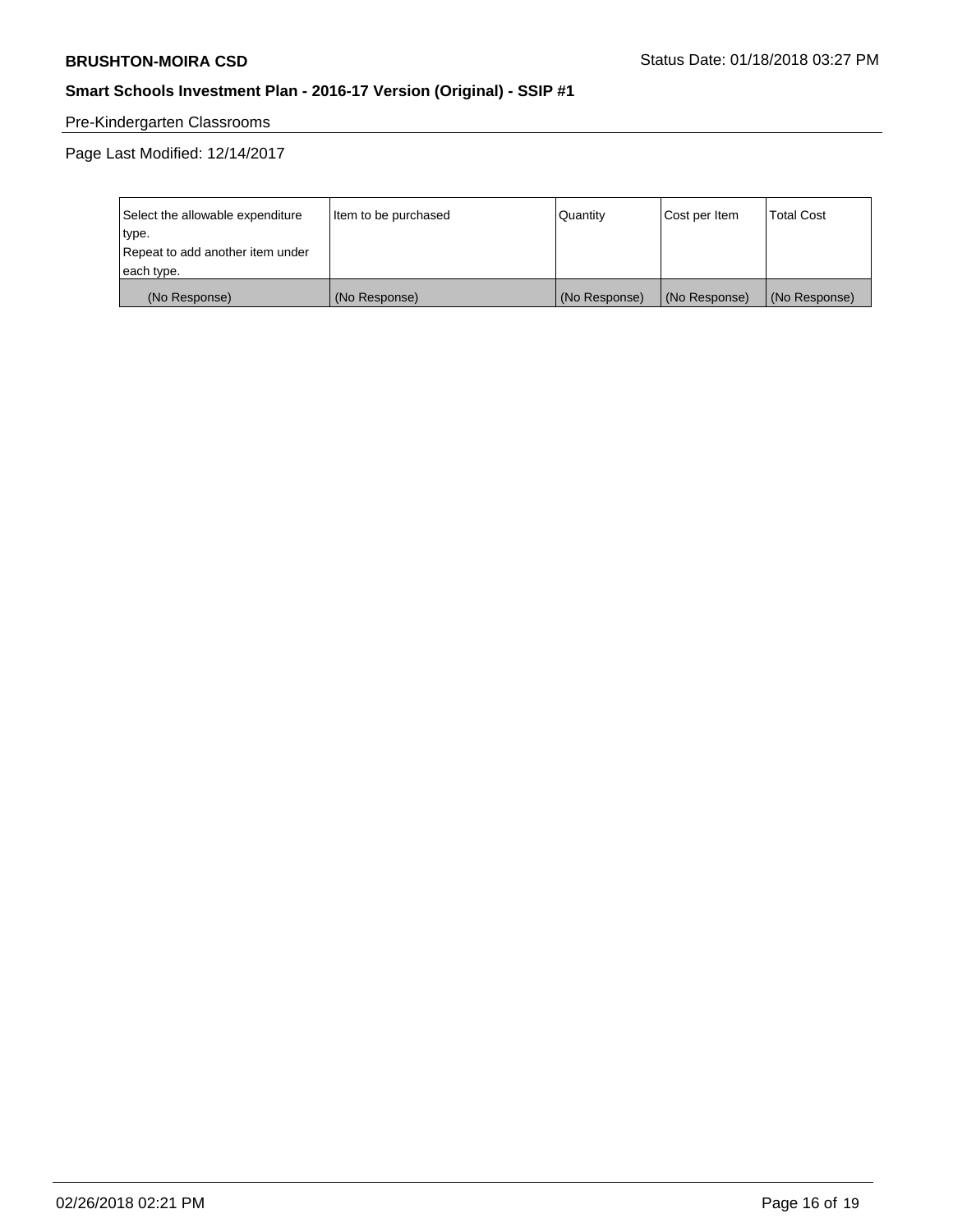Pre-Kindergarten Classrooms

Page Last Modified: 12/14/2017

| Select the allowable expenditure type. Repeat to add another item under each type. | Item to be purchased | Quantity | Cost per Item | Total Cost |
|---|---|---|---|---|
| (No Response) | (No Response) | (No Response) | (No Response) | (No Response) |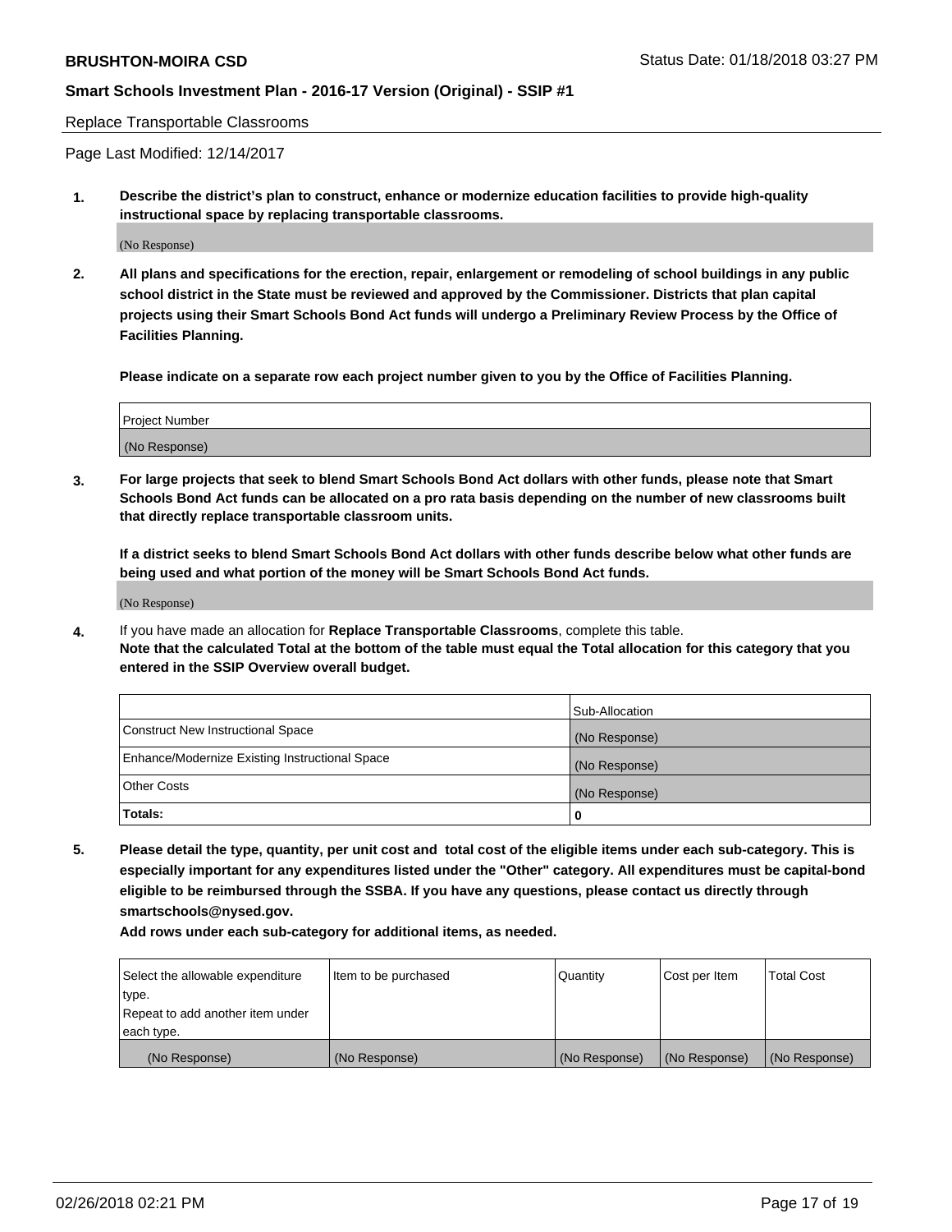Replace Transportable Classrooms

Page Last Modified: 12/14/2017

**1. Describe the district's plan to construct, enhance or modernize education facilities to provide high-quality instructional space by replacing transportable classrooms.**

(No Response)

**2. All plans and specifications for the erection, repair, enlargement or remodeling of school buildings in any public school district in the State must be reviewed and approved by the Commissioner. Districts that plan capital projects using their Smart Schools Bond Act funds will undergo a Preliminary Review Process by the Office of Facilities Planning.**

**Please indicate on a separate row each project number given to you by the Office of Facilities Planning.**

| Project Number |
| --- |
| (No Response) |

**3. For large projects that seek to blend Smart Schools Bond Act dollars with other funds, please note that Smart Schools Bond Act funds can be allocated on a pro rata basis depending on the number of new classrooms built that directly replace transportable classroom units.**

**If a district seeks to blend Smart Schools Bond Act dollars with other funds describe below what other funds are being used and what portion of the money will be Smart Schools Bond Act funds.**

(No Response)

4. If you have made an allocation for **Replace Transportable Classrooms**, complete this table. **Note that the calculated Total at the bottom of the table must equal the Total allocation for this category that you entered in the SSIP Overview overall budget.**

| | Sub-Allocation |
| --- | --- |
| Construct New Instructional Space | (No Response) |
| Enhance/Modernize Existing Instructional Space | (No Response) |
| Other Costs | (No Response) |
| **Totals:** | **0** |

**5. Please detail the type, quantity, per unit cost and total cost of the eligible items under each sub-category. This is especially important for any expenditures listed under the "Other" category. All expenditures must be capital-bond eligible to be reimbursed through the SSBA. If you have any questions, please contact us directly through smartschools@nysed.gov.**

**Add rows under each sub-category for additional items, as needed.**

| Select the allowable expenditure type. Repeat to add another item under each type. | Item to be purchased | Quantity | Cost per Item | Total Cost |
| --- | --- | --- | --- | --- |
| (No Response) | (No Response) | (No Response) | (No Response) | (No Response) |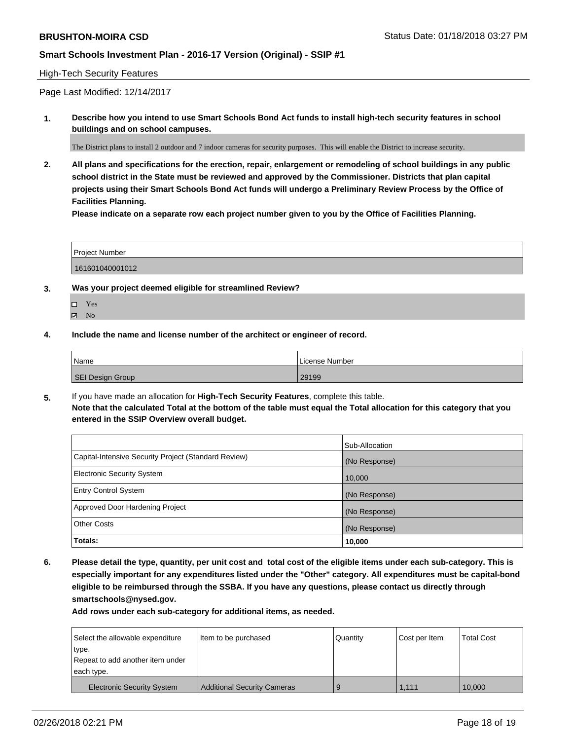**BRUSHTON-MOIRA CSD** Status Date: 01/18/2018 03:27 PM

**Smart Schools Investment Plan - 2016-17 Version (Original) - SSIP #1**

High-Tech Security Features

Page Last Modified: 12/14/2017

**1. Describe how you intend to use Smart Schools Bond Act funds to install high-tech security features in school buildings and on school campuses.**

The District plans to install 2 outdoor and 7 indoor cameras for security purposes. This will enable the District to increase security.

**2. All plans and specifications for the erection, repair, enlargement or remodeling of school buildings in any public school district in the State must be reviewed and approved by the Commissioner. Districts that plan capital projects using their Smart Schools Bond Act funds will undergo a Preliminary Review Process by the Office of Facilities Planning.**

**Please indicate on a separate row each project number given to you by the Office of Facilities Planning.**

| Project Number |
|---|
| 161601040001012 |

**3. Was your project deemed eligible for streamlined Review?**

☐ Yes
☑ No

**4. Include the name and license number of the architect or engineer of record.**

| Name | License Number |
|---|---|
| SEI Design Group | 29199 |

**5.** If you have made an allocation for **High-Tech Security Features**, complete this table.
**Note that the calculated Total at the bottom of the table must equal the Total allocation for this category that you entered in the SSIP Overview overall budget.**

| | Sub-Allocation |
|---|---|
| Capital-Intensive Security Project (Standard Review) | (No Response) |
| Electronic Security System | 10,000 |
| Entry Control System | (No Response) |
| Approved Door Hardening Project | (No Response) |
| Other Costs | (No Response) |
| **Totals:** | **10,000** |

**6. Please detail the type, quantity, per unit cost and total cost of the eligible items under each sub-category. This is especially important for any expenditures listed under the "Other" category. All expenditures must be capital-bond eligible to be reimbursed through the SSBA. If you have any questions, please contact us directly through smartschools@nysed.gov.**

**Add rows under each sub-category for additional items, as needed.**

| Select the allowable expenditure type. Repeat to add another item under each type. | Item to be purchased | Quantity | Cost per Item | Total Cost |
|---|---|---|---|---|
| Electronic Security System | Additional Security Cameras | 9 | 1,111 | 10,000 |